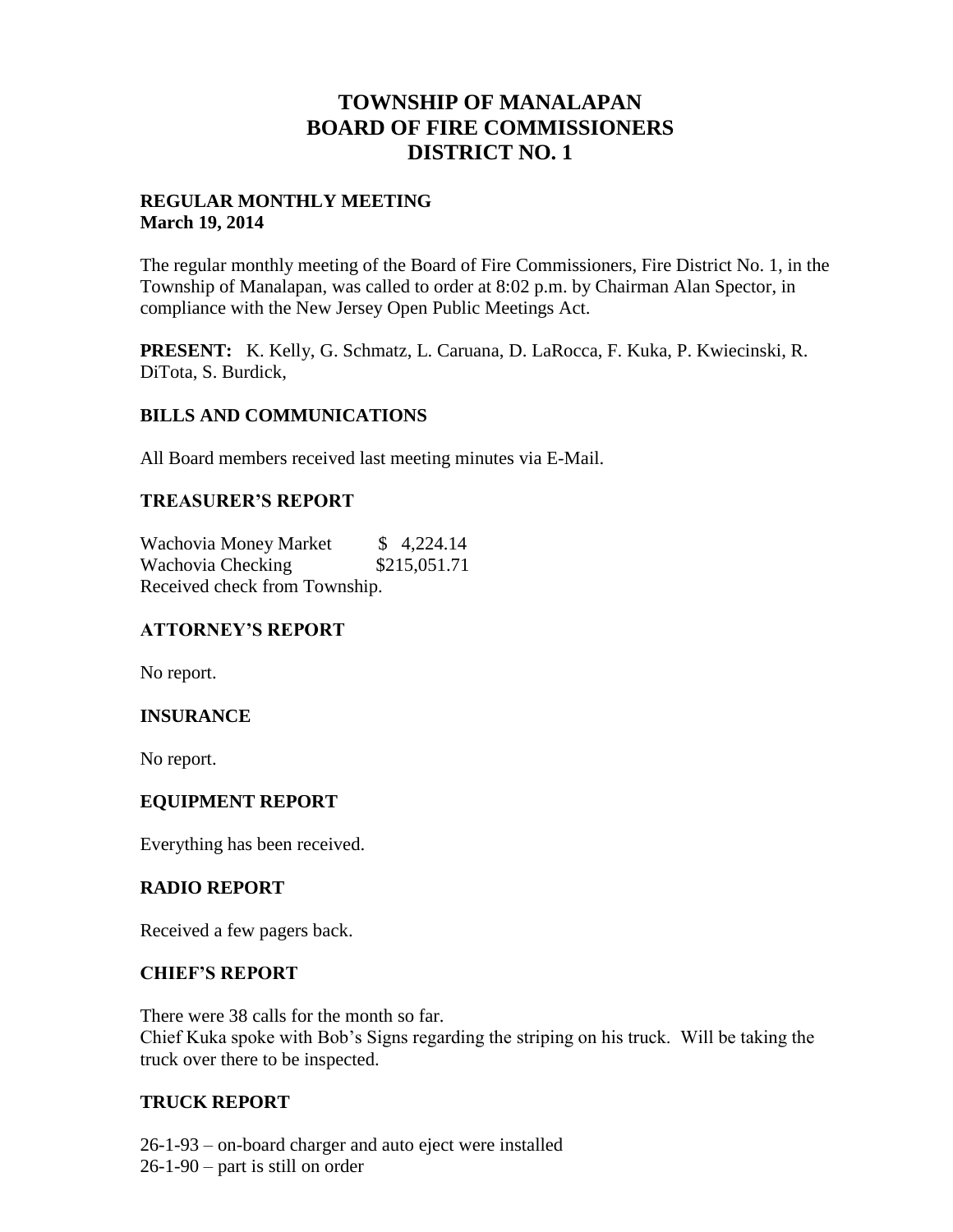# TOWNSHIP OF MANALAPAN
# BOARD OF FIRE COMMISSIONERS
# DISTRICT NO. 1

**REGULAR MONTHLY MEETING**
**March 19, 2014**

The regular monthly meeting of the Board of Fire Commissioners, Fire District No. 1, in the Township of Manalapan, was called to order at 8:02 p.m. by Chairman Alan Spector, in compliance with the New Jersey Open Public Meetings Act.

**PRESENT:** K. Kelly, G. Schmatz, L. Caruana, D. LaRocca, F. Kuka, P. Kwiecinski, R. DiTota, S. Burdick,

## BILLS AND COMMUNICATIONS

All Board members received last meeting minutes via E-Mail.

## TREASURER'S REPORT

Wachovia Money Market $ 4,224.14
Wachovia Checking $215,051.71
Received check from Township.

## ATTORNEY'S REPORT

No report.

## INSURANCE

No report.

## EQUIPMENT REPORT

Everything has been received.

## RADIO REPORT

Received a few pagers back.

## CHIEF'S REPORT

There were 38 calls for the month so far.
Chief Kuka spoke with Bob's Signs regarding the striping on his truck. Will be taking the truck over there to be inspected.

## TRUCK REPORT

26-1-93 – on-board charger and auto eject were installed
26-1-90 – part is still on order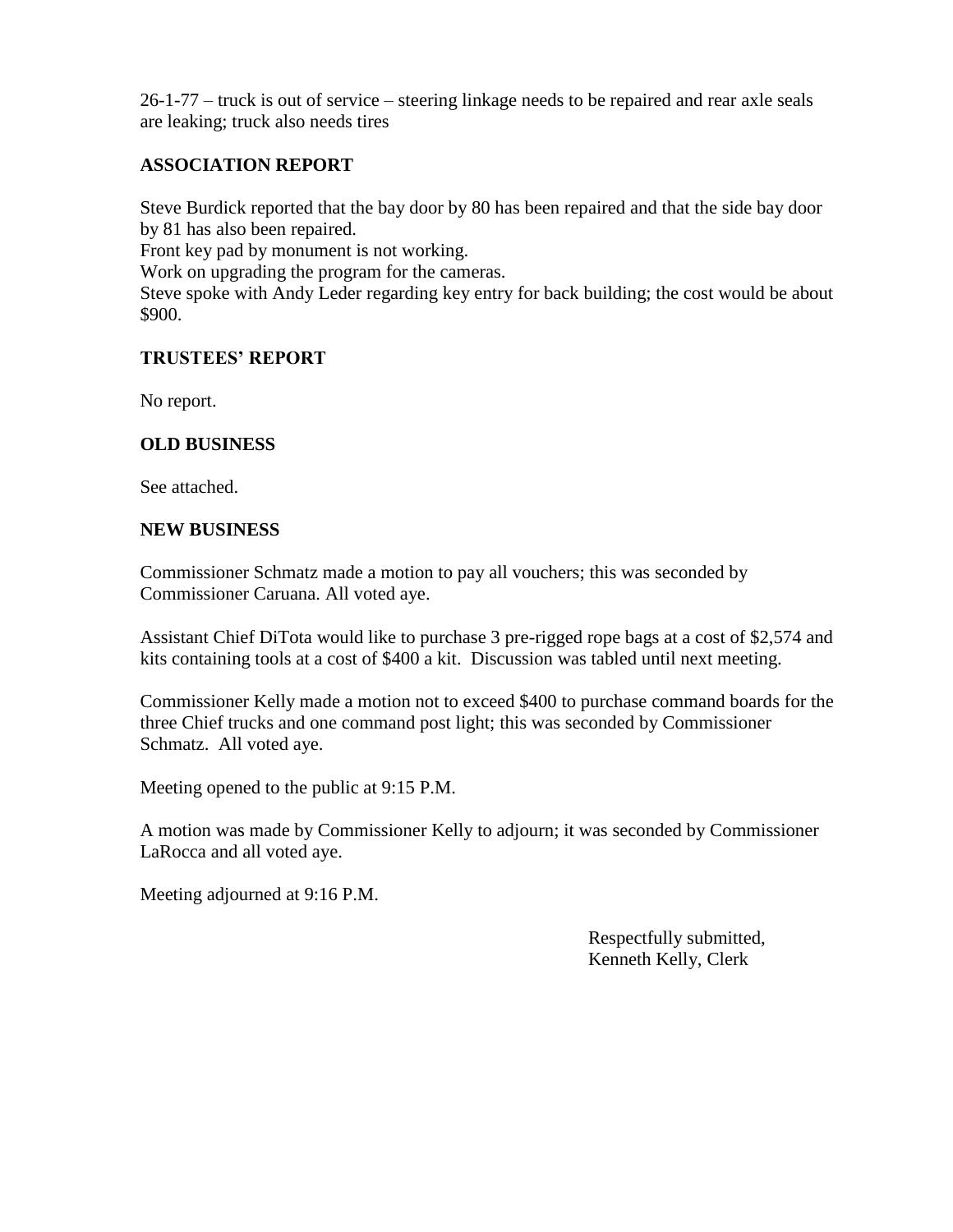26-1-77 – truck is out of service – steering linkage needs to be repaired and rear axle seals are leaking; truck also needs tires

## ASSOCIATION REPORT

Steve Burdick reported that the bay door by 80 has been repaired and that the side bay door by 81 has also been repaired.
Front key pad by monument is not working.
Work on upgrading the program for the cameras.
Steve spoke with Andy Leder regarding key entry for back building; the cost would be about $900.

## TRUSTEES' REPORT

No report.

## OLD BUSINESS

See attached.

## NEW BUSINESS

Commissioner Schmatz made a motion to pay all vouchers; this was seconded by Commissioner Caruana. All voted aye.

Assistant Chief DiTota would like to purchase 3 pre-rigged rope bags at a cost of $2,574 and kits containing tools at a cost of $400 a kit. Discussion was tabled until next meeting.

Commissioner Kelly made a motion not to exceed $400 to purchase command boards for the three Chief trucks and one command post light; this was seconded by Commissioner Schmatz. All voted aye.

Meeting opened to the public at 9:15 P.M.

A motion was made by Commissioner Kelly to adjourn; it was seconded by Commissioner LaRocca and all voted aye.

Meeting adjourned at 9:16 P.M.

Respectfully submitted,
Kenneth Kelly, Clerk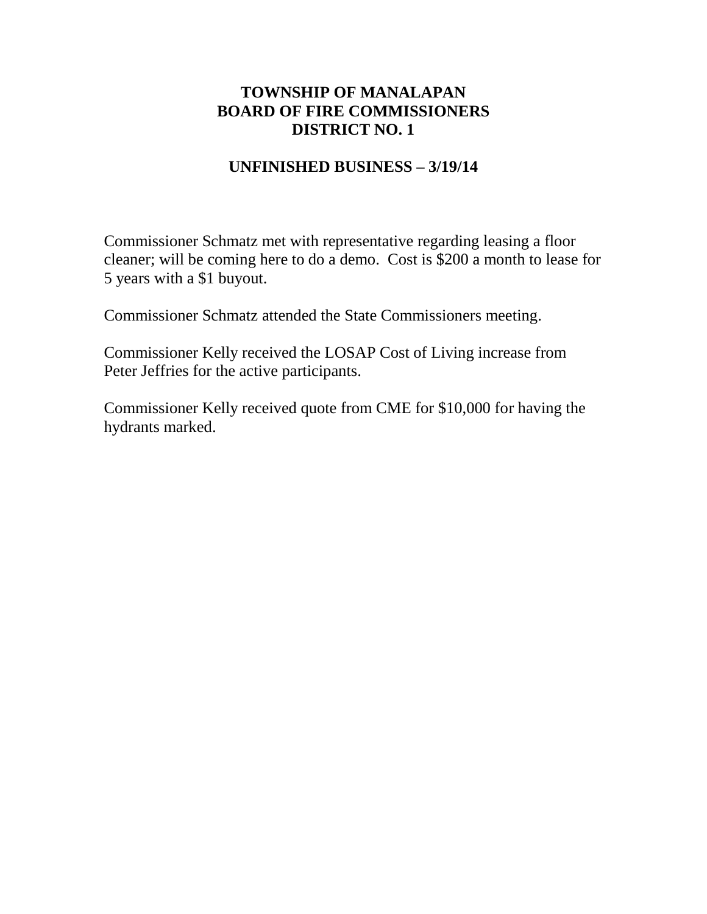**TOWNSHIP OF MANALAPAN**
**BOARD OF FIRE COMMISSIONERS**
**DISTRICT NO. 1**

**UNFINISHED BUSINESS – 3/19/14**

Commissioner Schmatz met with representative regarding leasing a floor cleaner; will be coming here to do a demo. Cost is $200 a month to lease for 5 years with a $1 buyout.

Commissioner Schmatz attended the State Commissioners meeting.

Commissioner Kelly received the LOSAP Cost of Living increase from Peter Jeffries for the active participants.

Commissioner Kelly received quote from CME for $10,000 for having the hydrants marked.